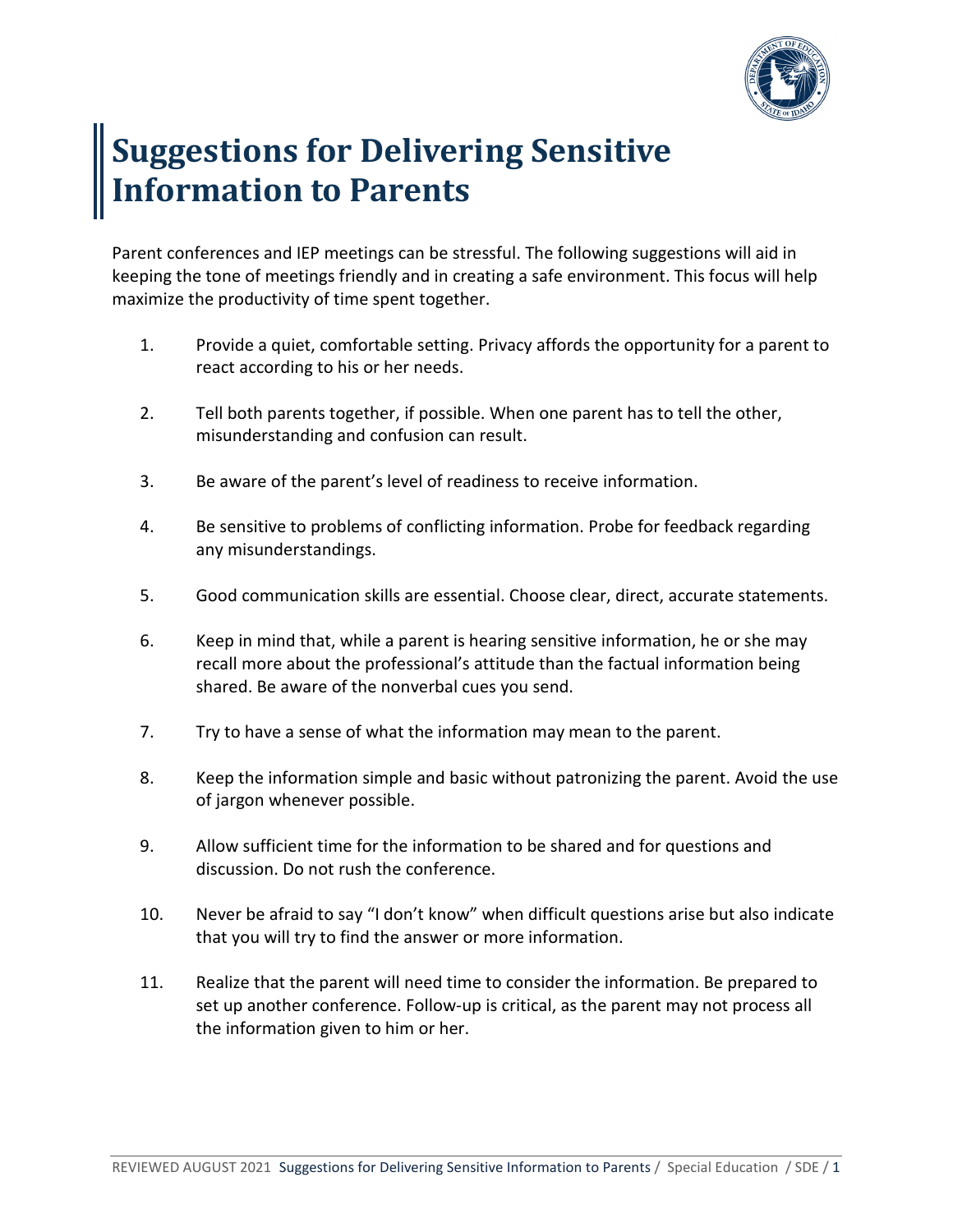# Suggestions for Delivering Sensitive Information to Parents

Parent conferences and IEP meetings can be stressful. The following suggestions will aid in keeping the tone of meetings friendly and in creating a safe environment. This focus will help maximize the productivity of time spent together.

1. Provide a quiet, comfortable setting. Privacy affords the opportunity for a parent to react according to his or her needs.
2. Tell both parents together, if possible. When one parent has to tell the other, misunderstanding and confusion can result.
3. Be aware of the parent's level of readiness to receive information.
4. Be sensitive to problems of conflicting information. Probe for feedback regarding any misunderstandings.
5. Good communication skills are essential. Choose clear, direct, accurate statements.
6. Keep in mind that, while a parent is hearing sensitive information, he or she may recall more about the professional's attitude than the factual information being shared. Be aware of the nonverbal cues you send.
7. Try to have a sense of what the information may mean to the parent.
8. Keep the information simple and basic without patronizing the parent. Avoid the use of jargon whenever possible.
9. Allow sufficient time for the information to be shared and for questions and discussion. Do not rush the conference.
10. Never be afraid to say "I don't know" when difficult questions arise but also indicate that you will try to find the answer or more information.
11. Realize that the parent will need time to consider the information. Be prepared to set up another conference. Follow-up is critical, as the parent may not process all the information given to him or her.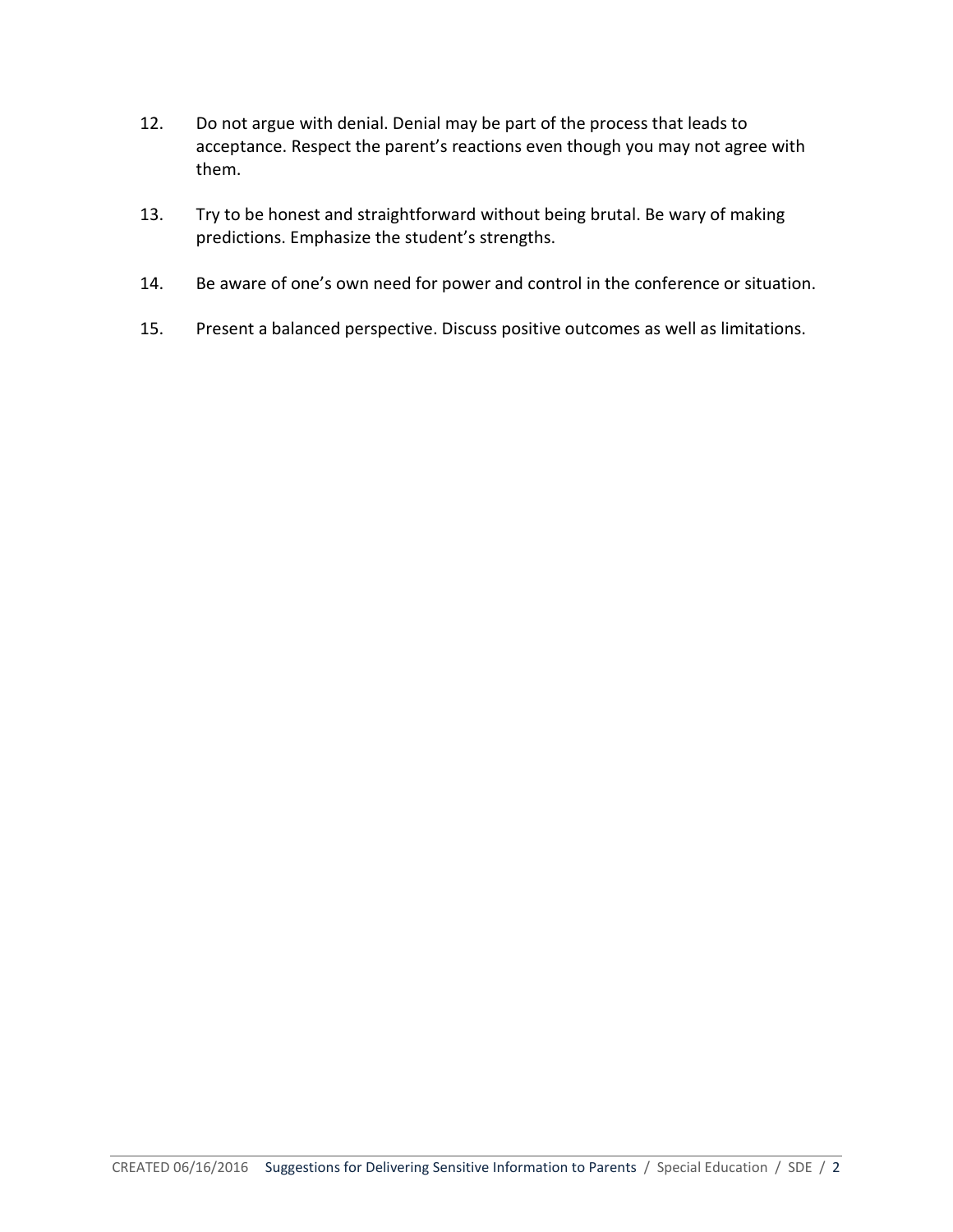12. Do not argue with denial. Denial may be part of the process that leads to acceptance. Respect the parent's reactions even though you may not agree with them.

13. Try to be honest and straightforward without being brutal. Be wary of making predictions. Emphasize the student's strengths.

14. Be aware of one's own need for power and control in the conference or situation.

15. Present a balanced perspective. Discuss positive outcomes as well as limitations.